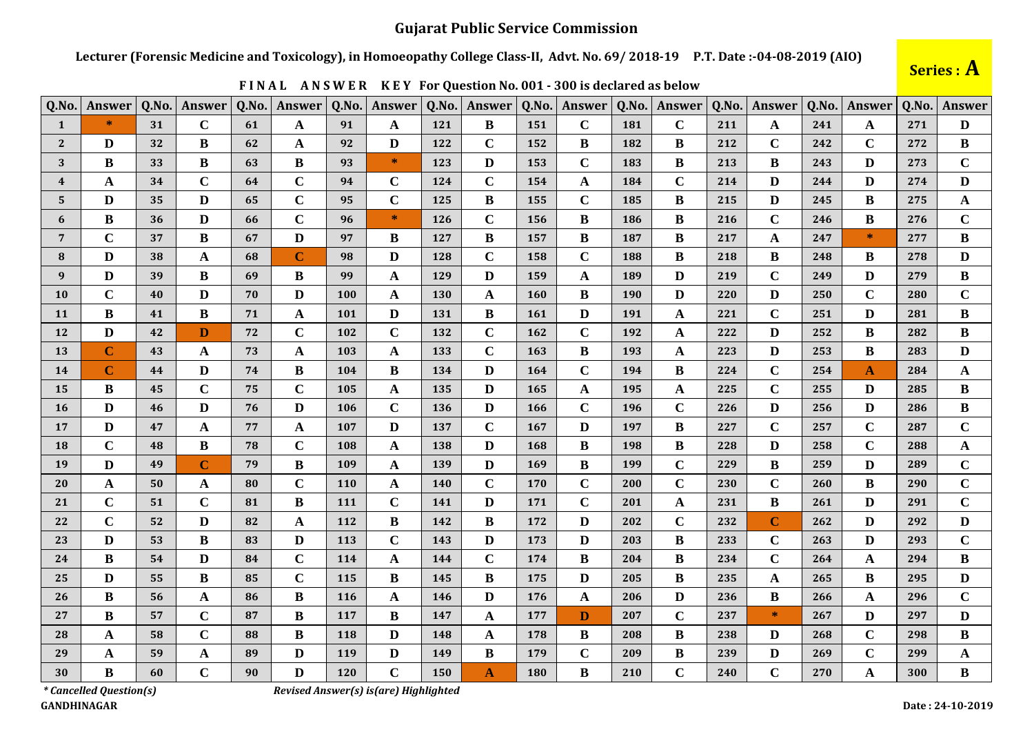# Gujarat Public Service Commission

**Lecturer (Forensic Medicine and Toxicology), in Homoeopathy College Class-II, Advt. No. 69/ 2018-19 P.T. Date :-04-08-2019 (AIO)**

**Series : A**

**FINAL ANSWER KEY For Question No. 001 - 300 is declared as below**

| Q.No. | Answer | Q.No. | Answer | Q.No. | Answer | Q.No. | Answer | Q.No. | Answer | Q.No. | Answer | Q.No. | Answer | Q.No. | Answer | Q.No. | Answer | Q.No. | Answer |
|---|---|---|---|---|---|---|---|---|---|---|---|---|---|---|---|---|---|---|---|
| 1 | * | 31 | C | 61 | A | 91 | A | 121 | B | 151 | C | 181 | C | 211 | A | 241 | A | 271 | D |
| 2 | D | 32 | B | 62 | A | 92 | D | 122 | C | 152 | B | 182 | B | 212 | C | 242 | C | 272 | B |
| 3 | B | 33 | B | 63 | B | 93 | * | 123 | D | 153 | C | 183 | B | 213 | B | 243 | D | 273 | C |
| 4 | A | 34 | C | 64 | C | 94 | C | 124 | C | 154 | A | 184 | C | 214 | D | 244 | D | 274 | D |
| 5 | D | 35 | D | 65 | C | 95 | C | 125 | B | 155 | C | 185 | B | 215 | D | 245 | B | 275 | A |
| 6 | B | 36 | D | 66 | C | 96 | * | 126 | C | 156 | B | 186 | B | 216 | C | 246 | B | 276 | C |
| 7 | C | 37 | B | 67 | D | 97 | B | 127 | B | 157 | B | 187 | B | 217 | A | 247 | * | 277 | B |
| 8 | D | 38 | A | 68 | C | 98 | D | 128 | C | 158 | C | 188 | B | 218 | B | 248 | B | 278 | D |
| 9 | D | 39 | B | 69 | B | 99 | A | 129 | D | 159 | A | 189 | D | 219 | C | 249 | D | 279 | B |
| 10 | C | 40 | D | 70 | D | 100 | A | 130 | A | 160 | B | 190 | D | 220 | D | 250 | C | 280 | C |
| 11 | B | 41 | B | 71 | A | 101 | D | 131 | B | 161 | D | 191 | A | 221 | C | 251 | D | 281 | B |
| 12 | D | 42 | D | 72 | C | 102 | C | 132 | C | 162 | C | 192 | A | 222 | D | 252 | B | 282 | B |
| 13 | C | 43 | A | 73 | A | 103 | A | 133 | C | 163 | B | 193 | A | 223 | D | 253 | B | 283 | D |
| 14 | C | 44 | D | 74 | B | 104 | B | 134 | D | 164 | C | 194 | B | 224 | C | 254 | A | 284 | A |
| 15 | B | 45 | C | 75 | C | 105 | A | 135 | D | 165 | A | 195 | A | 225 | C | 255 | D | 285 | B |
| 16 | D | 46 | D | 76 | D | 106 | C | 136 | D | 166 | C | 196 | C | 226 | D | 256 | D | 286 | B |
| 17 | D | 47 | A | 77 | A | 107 | D | 137 | C | 167 | D | 197 | B | 227 | C | 257 | C | 287 | C |
| 18 | C | 48 | B | 78 | C | 108 | A | 138 | D | 168 | B | 198 | B | 228 | D | 258 | C | 288 | A |
| 19 | D | 49 | C | 79 | B | 109 | A | 139 | D | 169 | B | 199 | C | 229 | B | 259 | D | 289 | C |
| 20 | A | 50 | A | 80 | C | 110 | A | 140 | C | 170 | C | 200 | C | 230 | C | 260 | B | 290 | C |
| 21 | C | 51 | C | 81 | B | 111 | C | 141 | D | 171 | C | 201 | A | 231 | B | 261 | D | 291 | C |
| 22 | C | 52 | D | 82 | A | 112 | B | 142 | B | 172 | D | 202 | C | 232 | C | 262 | D | 292 | D |
| 23 | D | 53 | B | 83 | D | 113 | C | 143 | D | 173 | D | 203 | B | 233 | C | 263 | D | 293 | C |
| 24 | B | 54 | D | 84 | C | 114 | A | 144 | C | 174 | B | 204 | B | 234 | C | 264 | A | 294 | B |
| 25 | D | 55 | B | 85 | C | 115 | B | 145 | B | 175 | D | 205 | B | 235 | A | 265 | B | 295 | D |
| 26 | B | 56 | A | 86 | B | 116 | A | 146 | D | 176 | A | 206 | D | 236 | B | 266 | A | 296 | C |
| 27 | B | 57 | C | 87 | B | 117 | B | 147 | A | 177 | D | 207 | C | 237 | * | 267 | D | 297 | D |
| 28 | A | 58 | C | 88 | B | 118 | D | 148 | A | 178 | B | 208 | B | 238 | D | 268 | C | 298 | B |
| 29 | A | 59 | A | 89 | D | 119 | D | 149 | B | 179 | C | 209 | B | 239 | D | 269 | C | 299 | A |
| 30 | B | 60 | C | 90 | D | 120 | C | 150 | A | 180 | B | 210 | C | 240 | C | 270 | A | 300 | B |

*\* Cancelled Question(s)* *Revised Answer(s) is(are) Highlighted*

**GANDHINAGAR**

**Date : 24-10-2019**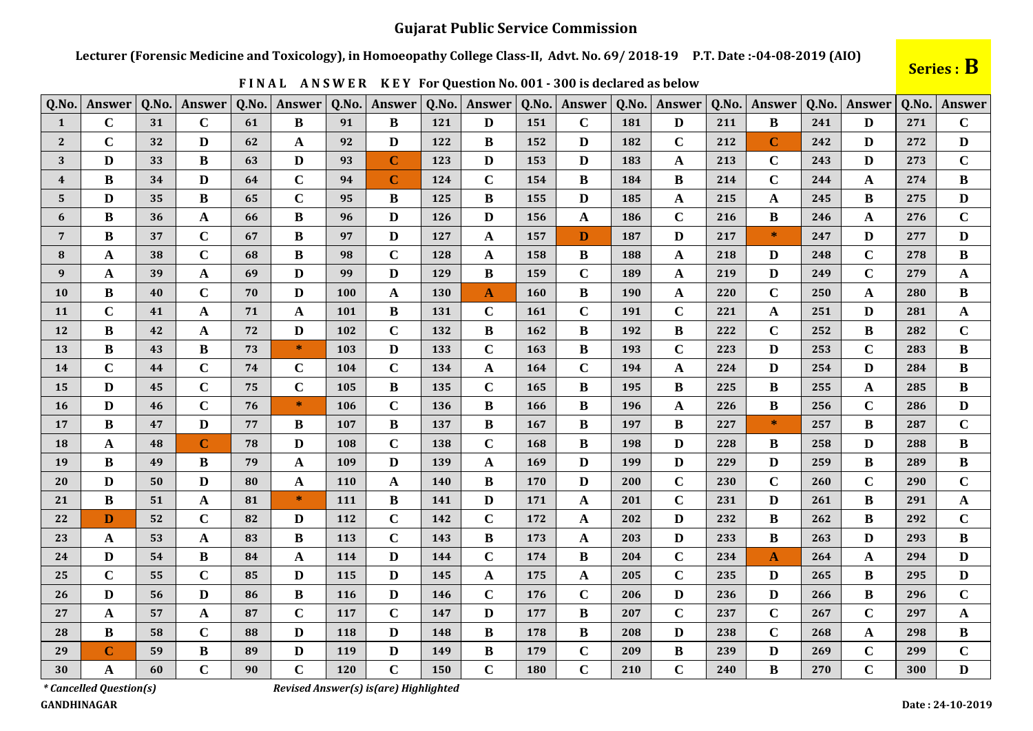# Gujarat Public Service Commission

**Lecturer (Forensic Medicine and Toxicology), in Homoeopathy College Class-II, Advt. No. 69/ 2018-19 P.T. Date :-04-08-2019 (AIO)**

**Series : B**

**FINAL ANSWER KEY For Question No. 001 - 300 is declared as below**

| Q.No. | Answer | Q.No. | Answer | Q.No. | Answer | Q.No. | Answer | Q.No. | Answer | Q.No. | Answer | Q.No. | Answer | Q.No. | Answer | Q.No. | Answer | Q.No. | Answer |
|---|---|---|---|---|---|---|---|---|---|---|---|---|---|---|---|---|---|---|---|
| 1 | C | 31 | C | 61 | B | 91 | B | 121 | D | 151 | C | 181 | D | 211 | B | 241 | D | 271 | C |
| 2 | C | 32 | D | 62 | A | 92 | D | 122 | B | 152 | D | 182 | C | 212 | C | 242 | D | 272 | D |
| 3 | D | 33 | B | 63 | D | 93 | C | 123 | D | 153 | D | 183 | A | 213 | C | 243 | D | 273 | C |
| 4 | B | 34 | D | 64 | C | 94 | C | 124 | C | 154 | B | 184 | B | 214 | C | 244 | A | 274 | B |
| 5 | D | 35 | B | 65 | C | 95 | B | 125 | B | 155 | D | 185 | A | 215 | A | 245 | B | 275 | D |
| 6 | B | 36 | A | 66 | B | 96 | D | 126 | D | 156 | A | 186 | C | 216 | B | 246 | A | 276 | C |
| 7 | B | 37 | C | 67 | B | 97 | D | 127 | A | 157 | D | 187 | D | 217 | * | 247 | D | 277 | D |
| 8 | A | 38 | C | 68 | B | 98 | C | 128 | A | 158 | B | 188 | A | 218 | D | 248 | C | 278 | B |
| 9 | A | 39 | A | 69 | D | 99 | D | 129 | B | 159 | C | 189 | A | 219 | D | 249 | C | 279 | A |
| 10 | B | 40 | C | 70 | D | 100 | A | 130 | A | 160 | B | 190 | A | 220 | C | 250 | A | 280 | B |
| 11 | C | 41 | A | 71 | A | 101 | B | 131 | C | 161 | C | 191 | C | 221 | A | 251 | D | 281 | A |
| 12 | B | 42 | A | 72 | D | 102 | C | 132 | B | 162 | B | 192 | B | 222 | C | 252 | B | 282 | C |
| 13 | B | 43 | B | 73 | * | 103 | D | 133 | C | 163 | B | 193 | C | 223 | D | 253 | C | 283 | B |
| 14 | C | 44 | C | 74 | C | 104 | C | 134 | A | 164 | C | 194 | A | 224 | D | 254 | D | 284 | B |
| 15 | D | 45 | C | 75 | C | 105 | B | 135 | C | 165 | B | 195 | B | 225 | B | 255 | A | 285 | B |
| 16 | D | 46 | C | 76 | * | 106 | C | 136 | B | 166 | B | 196 | A | 226 | B | 256 | C | 286 | D |
| 17 | B | 47 | D | 77 | B | 107 | B | 137 | B | 167 | B | 197 | B | 227 | * | 257 | B | 287 | C |
| 18 | A | 48 | C | 78 | D | 108 | C | 138 | C | 168 | B | 198 | D | 228 | B | 258 | D | 288 | B |
| 19 | B | 49 | B | 79 | A | 109 | D | 139 | A | 169 | D | 199 | D | 229 | D | 259 | B | 289 | B |
| 20 | D | 50 | D | 80 | A | 110 | A | 140 | B | 170 | D | 200 | C | 230 | C | 260 | C | 290 | C |
| 21 | B | 51 | A | 81 | * | 111 | B | 141 | D | 171 | A | 201 | C | 231 | D | 261 | B | 291 | A |
| 22 | D | 52 | C | 82 | D | 112 | C | 142 | C | 172 | A | 202 | D | 232 | B | 262 | B | 292 | C |
| 23 | A | 53 | A | 83 | B | 113 | C | 143 | B | 173 | A | 203 | D | 233 | B | 263 | D | 293 | B |
| 24 | D | 54 | B | 84 | A | 114 | D | 144 | C | 174 | B | 204 | C | 234 | A | 264 | A | 294 | D |
| 25 | C | 55 | C | 85 | D | 115 | D | 145 | A | 175 | A | 205 | C | 235 | D | 265 | B | 295 | D |
| 26 | D | 56 | D | 86 | B | 116 | D | 146 | C | 176 | C | 206 | D | 236 | D | 266 | B | 296 | C |
| 27 | A | 57 | A | 87 | C | 117 | C | 147 | D | 177 | B | 207 | C | 237 | C | 267 | C | 297 | A |
| 28 | B | 58 | C | 88 | D | 118 | D | 148 | B | 178 | B | 208 | D | 238 | C | 268 | A | 298 | B |
| 29 | C | 59 | B | 89 | D | 119 | D | 149 | B | 179 | C | 209 | B | 239 | D | 269 | C | 299 | C |
| 30 | A | 60 | C | 90 | C | 120 | C | 150 | C | 180 | C | 210 | C | 240 | B | 270 | C | 300 | D |

*\* Cancelled Question(s)* *Revised Answer(s) is(are) Highlighted*

**GANDHINAGAR**

**Date : 24-10-2019**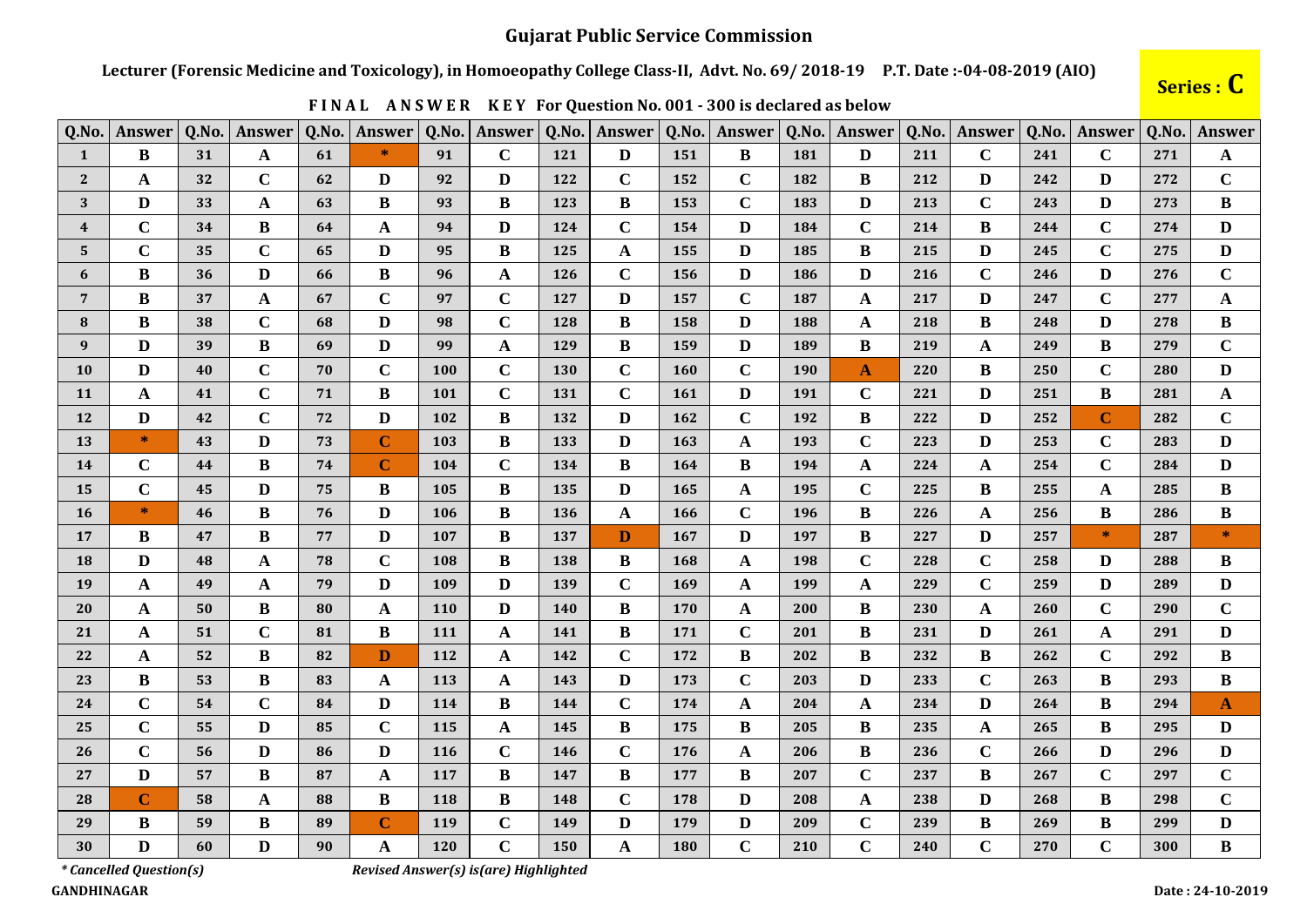# Gujarat Public Service Commission

**Lecturer (Forensic Medicine and Toxicology), in Homoeopathy College Class-II, Advt. No. 69/ 2018-19 P.T. Date :-04-08-2019 (AIO)**

**Series : C**

**FINAL ANSWER KEY For Question No. 001 - 300 is declared as below**

| Q.No. | Answer | Q.No. | Answer | Q.No. | Answer | Q.No. | Answer | Q.No. | Answer | Q.No. | Answer | Q.No. | Answer | Q.No. | Answer | Q.No. | Answer | Q.No. | Answer |
|---|---|---|---|---|---|---|---|---|---|---|---|---|---|---|---|---|---|---|---|
| 1 | B | 31 | A | 61 | * | 91 | C | 121 | D | 151 | B | 181 | D | 211 | C | 241 | C | 271 | A |
| 2 | A | 32 | C | 62 | D | 92 | D | 122 | C | 152 | C | 182 | B | 212 | D | 242 | D | 272 | C |
| 3 | D | 33 | A | 63 | B | 93 | B | 123 | B | 153 | C | 183 | D | 213 | C | 243 | D | 273 | B |
| 4 | C | 34 | B | 64 | A | 94 | D | 124 | C | 154 | D | 184 | C | 214 | B | 244 | C | 274 | D |
| 5 | C | 35 | C | 65 | D | 95 | B | 125 | A | 155 | D | 185 | B | 215 | D | 245 | C | 275 | D |
| 6 | B | 36 | D | 66 | B | 96 | A | 126 | C | 156 | D | 186 | D | 216 | C | 246 | D | 276 | C |
| 7 | B | 37 | A | 67 | C | 97 | C | 127 | D | 157 | C | 187 | A | 217 | D | 247 | C | 277 | A |
| 8 | B | 38 | C | 68 | D | 98 | C | 128 | B | 158 | D | 188 | A | 218 | B | 248 | D | 278 | B |
| 9 | D | 39 | B | 69 | D | 99 | A | 129 | B | 159 | D | 189 | B | 219 | A | 249 | B | 279 | C |
| 10 | D | 40 | C | 70 | C | 100 | C | 130 | C | 160 | C | 190 | A | 220 | B | 250 | C | 280 | D |
| 11 | A | 41 | C | 71 | B | 101 | C | 131 | C | 161 | D | 191 | C | 221 | D | 251 | B | 281 | A |
| 12 | D | 42 | C | 72 | D | 102 | B | 132 | D | 162 | C | 192 | B | 222 | D | 252 | C | 282 | C |
| 13 | * | 43 | D | 73 | C | 103 | B | 133 | D | 163 | A | 193 | C | 223 | D | 253 | C | 283 | D |
| 14 | C | 44 | B | 74 | C | 104 | C | 134 | B | 164 | B | 194 | A | 224 | A | 254 | C | 284 | D |
| 15 | C | 45 | D | 75 | B | 105 | B | 135 | D | 165 | A | 195 | C | 225 | B | 255 | A | 285 | B |
| 16 | * | 46 | B | 76 | D | 106 | B | 136 | A | 166 | C | 196 | B | 226 | A | 256 | B | 286 | B |
| 17 | B | 47 | B | 77 | D | 107 | B | 137 | D | 167 | D | 197 | B | 227 | D | 257 | * | 287 | * |
| 18 | D | 48 | A | 78 | C | 108 | B | 138 | B | 168 | A | 198 | C | 228 | C | 258 | D | 288 | B |
| 19 | A | 49 | A | 79 | D | 109 | D | 139 | C | 169 | A | 199 | A | 229 | C | 259 | D | 289 | D |
| 20 | A | 50 | B | 80 | A | 110 | D | 140 | B | 170 | A | 200 | B | 230 | A | 260 | C | 290 | C |
| 21 | A | 51 | C | 81 | B | 111 | A | 141 | B | 171 | C | 201 | B | 231 | D | 261 | A | 291 | D |
| 22 | A | 52 | B | 82 | D | 112 | A | 142 | C | 172 | B | 202 | B | 232 | B | 262 | C | 292 | B |
| 23 | B | 53 | B | 83 | A | 113 | A | 143 | D | 173 | C | 203 | D | 233 | C | 263 | B | 293 | B |
| 24 | C | 54 | C | 84 | D | 114 | B | 144 | C | 174 | A | 204 | A | 234 | D | 264 | B | 294 | A |
| 25 | C | 55 | D | 85 | C | 115 | A | 145 | B | 175 | B | 205 | B | 235 | A | 265 | B | 295 | D |
| 26 | C | 56 | D | 86 | D | 116 | C | 146 | C | 176 | A | 206 | B | 236 | C | 266 | D | 296 | D |
| 27 | D | 57 | B | 87 | A | 117 | B | 147 | B | 177 | B | 207 | C | 237 | B | 267 | C | 297 | C |
| 28 | C | 58 | A | 88 | B | 118 | B | 148 | C | 178 | D | 208 | A | 238 | D | 268 | B | 298 | C |
| 29 | B | 59 | B | 89 | C | 119 | C | 149 | D | 179 | D | 209 | C | 239 | B | 269 | B | 299 | D |
| 30 | D | 60 | D | 90 | A | 120 | C | 150 | A | 180 | C | 210 | C | 240 | C | 270 | C | 300 | B |

*\* Cancelled Question(s)* *Revised Answer(s) is(are) Highlighted*

**GANDHINAGAR**

**Date : 24-10-2019**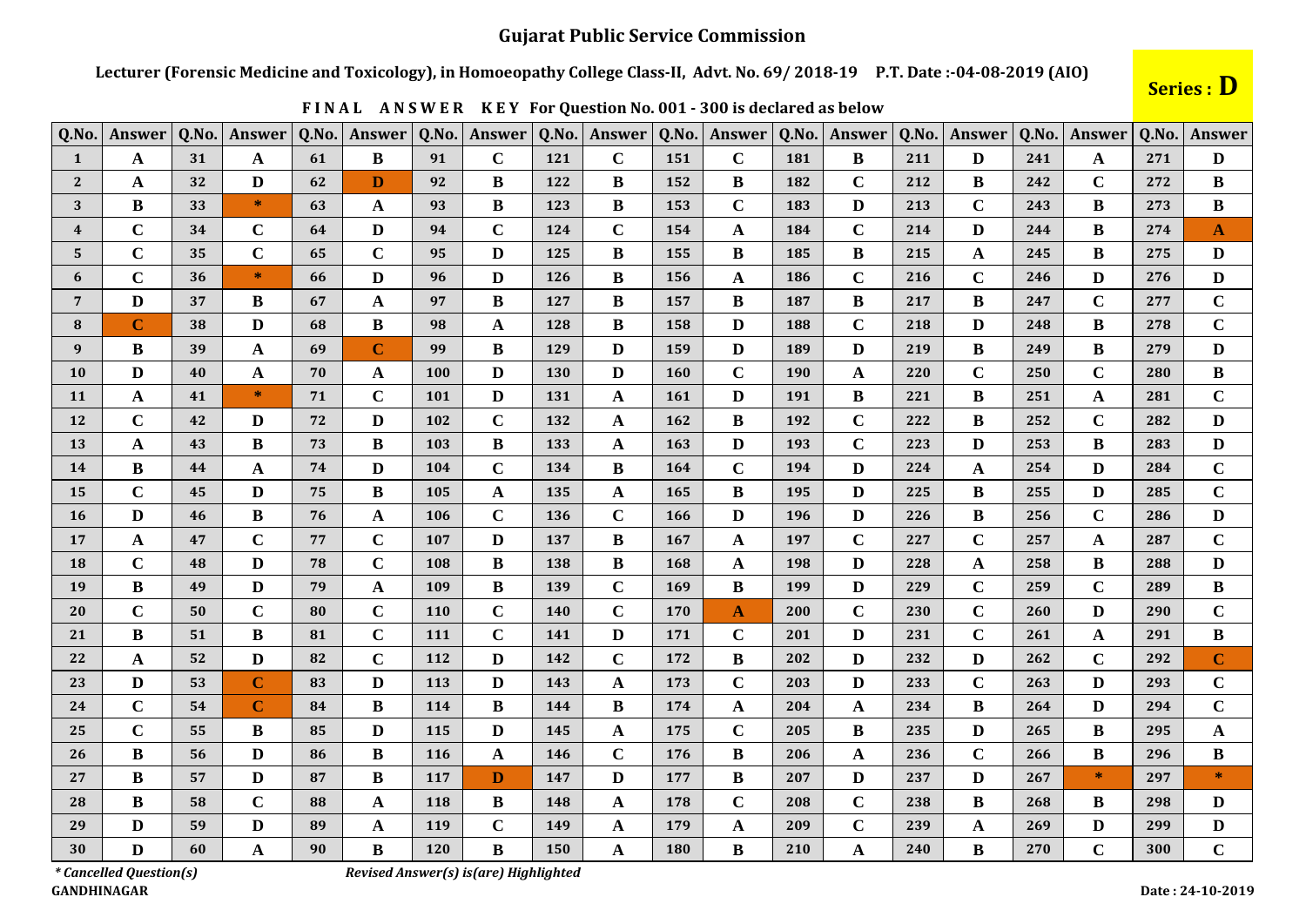# Gujarat Public Service Commission

**Lecturer (Forensic Medicine and Toxicology), in Homoeopathy College Class-II, Advt. No. 69/ 2018-19 P.T. Date :-04-08-2019 (AIO)**

**Series : D**

**FINAL ANSWER KEY For Question No. 001 - 300 is declared as below**

| Q.No. | Answer | Q.No. | Answer | Q.No. | Answer | Q.No. | Answer | Q.No. | Answer | Q.No. | Answer | Q.No. | Answer | Q.No. | Answer | Q.No. | Answer | Q.No. | Answer |
|---|---|---|---|---|---|---|---|---|---|---|---|---|---|---|---|---|---|---|---|
| 1 | A | 31 | A | 61 | B | 91 | C | 121 | C | 151 | C | 181 | B | 211 | D | 241 | A | 271 | D |
| 2 | A | 32 | D | 62 | D | 92 | B | 122 | B | 152 | B | 182 | C | 212 | B | 242 | C | 272 | B |
| 3 | B | 33 | * | 63 | A | 93 | B | 123 | B | 153 | C | 183 | D | 213 | C | 243 | B | 273 | B |
| 4 | C | 34 | C | 64 | D | 94 | C | 124 | C | 154 | A | 184 | C | 214 | D | 244 | B | 274 | A |
| 5 | C | 35 | C | 65 | C | 95 | D | 125 | B | 155 | B | 185 | B | 215 | A | 245 | B | 275 | D |
| 6 | C | 36 | * | 66 | D | 96 | D | 126 | B | 156 | A | 186 | C | 216 | C | 246 | D | 276 | D |
| 7 | D | 37 | B | 67 | A | 97 | B | 127 | B | 157 | B | 187 | B | 217 | B | 247 | C | 277 | C |
| 8 | C | 38 | D | 68 | B | 98 | A | 128 | B | 158 | D | 188 | C | 218 | D | 248 | B | 278 | C |
| 9 | B | 39 | A | 69 | C | 99 | B | 129 | D | 159 | D | 189 | D | 219 | B | 249 | B | 279 | D |
| 10 | D | 40 | A | 70 | A | 100 | D | 130 | D | 160 | C | 190 | A | 220 | C | 250 | C | 280 | B |
| 11 | A | 41 | * | 71 | C | 101 | D | 131 | A | 161 | D | 191 | B | 221 | B | 251 | A | 281 | C |
| 12 | C | 42 | D | 72 | D | 102 | C | 132 | A | 162 | B | 192 | C | 222 | B | 252 | C | 282 | D |
| 13 | A | 43 | B | 73 | B | 103 | B | 133 | A | 163 | D | 193 | C | 223 | D | 253 | B | 283 | D |
| 14 | B | 44 | A | 74 | D | 104 | C | 134 | B | 164 | C | 194 | D | 224 | A | 254 | D | 284 | C |
| 15 | C | 45 | D | 75 | B | 105 | A | 135 | A | 165 | B | 195 | D | 225 | B | 255 | D | 285 | C |
| 16 | D | 46 | B | 76 | A | 106 | C | 136 | C | 166 | D | 196 | D | 226 | B | 256 | C | 286 | D |
| 17 | A | 47 | C | 77 | C | 107 | D | 137 | B | 167 | A | 197 | C | 227 | C | 257 | A | 287 | C |
| 18 | C | 48 | D | 78 | C | 108 | B | 138 | B | 168 | A | 198 | D | 228 | A | 258 | B | 288 | D |
| 19 | B | 49 | D | 79 | A | 109 | B | 139 | C | 169 | B | 199 | D | 229 | C | 259 | C | 289 | B |
| 20 | C | 50 | C | 80 | C | 110 | C | 140 | C | 170 | A | 200 | C | 230 | C | 260 | D | 290 | C |
| 21 | B | 51 | B | 81 | C | 111 | C | 141 | D | 171 | C | 201 | D | 231 | C | 261 | A | 291 | B |
| 22 | A | 52 | D | 82 | C | 112 | D | 142 | C | 172 | B | 202 | D | 232 | D | 262 | C | 292 | C |
| 23 | D | 53 | C | 83 | D | 113 | D | 143 | A | 173 | C | 203 | D | 233 | C | 263 | D | 293 | C |
| 24 | C | 54 | C | 84 | B | 114 | B | 144 | B | 174 | A | 204 | A | 234 | B | 264 | D | 294 | C |
| 25 | C | 55 | B | 85 | D | 115 | D | 145 | A | 175 | C | 205 | B | 235 | D | 265 | B | 295 | A |
| 26 | B | 56 | D | 86 | B | 116 | A | 146 | C | 176 | B | 206 | A | 236 | C | 266 | B | 296 | B |
| 27 | B | 57 | D | 87 | B | 117 | D | 147 | D | 177 | B | 207 | D | 237 | D | 267 | * | 297 | * |
| 28 | B | 58 | C | 88 | A | 118 | B | 148 | A | 178 | C | 208 | C | 238 | B | 268 | B | 298 | D |
| 29 | D | 59 | D | 89 | A | 119 | C | 149 | A | 179 | A | 209 | C | 239 | A | 269 | D | 299 | D |
| 30 | D | 60 | A | 90 | B | 120 | B | 150 | A | 180 | B | 210 | A | 240 | B | 270 | C | 300 | C |

*\* Cancelled Question(s)*

*Revised Answer(s) is(are) Highlighted*

**GANDHINAGAR**

**Date : 24-10-2019**